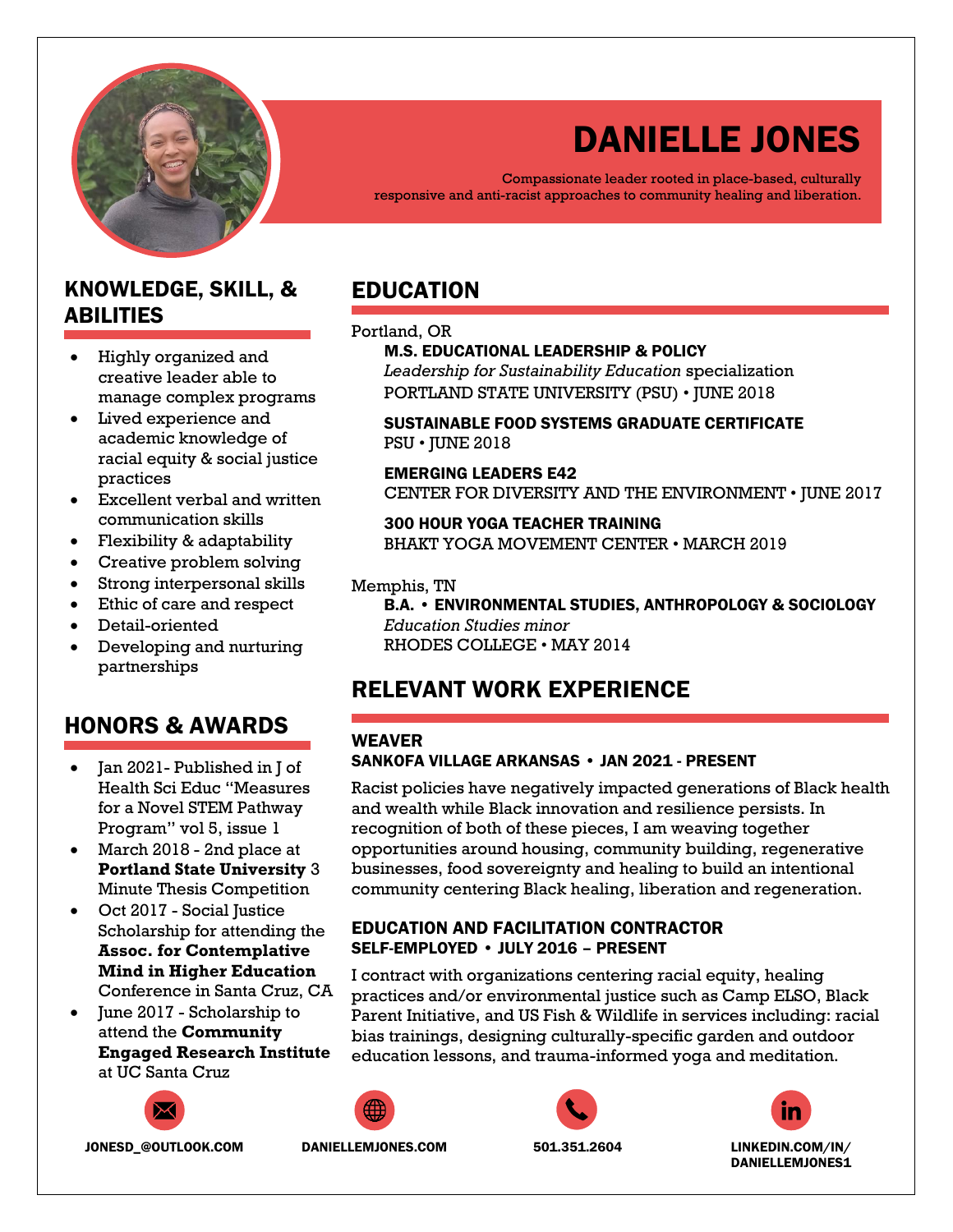# DANIELLE JONES

Compassionate leader rooted in place-based, culturally responsive and anti-racist approaches to community healing and liberation.

## KNOWLEDGE, SKILL, & ABILITIES

- Highly organized and creative leader able to manage complex programs
- Lived experience and academic knowledge of racial equity & social justice practices
- Excellent verbal and written communication skills
- Flexibility & adaptability
- Creative problem solving
- Strong interpersonal skills
- Ethic of care and respect
- Detail-oriented
- Developing and nurturing partnerships

## HONORS & AWARDS

- Jan 2021- Published in J of Health Sci Educ "Measures for a Novel STEM Pathway Program" vol 5, issue 1
- March 2018 - 2nd place at **Portland State University** 3 Minute Thesis Competition
- Oct 2017 - Social Justice Scholarship for attending the **Assoc. for Contemplative Mind in Higher Education** Conference in Santa Cruz, CA
- June 2017 - Scholarship to attend the **Community Engaged Research Institute** at UC Santa Cruz

## EDUCATION

Portland, OR

**M.S. EDUCATIONAL LEADERSHIP & POLICY**
*Leadership for Sustainability Education* specialization
PORTLAND STATE UNIVERSITY (PSU) • JUNE 2018

**SUSTAINABLE FOOD SYSTEMS GRADUATE CERTIFICATE**
PSU • JUNE 2018

**EMERGING LEADERS E42**
CENTER FOR DIVERSITY AND THE ENVIRONMENT • JUNE 2017

**300 HOUR YOGA TEACHER TRAINING**
BHAKT YOGA MOVEMENT CENTER • MARCH 2019

Memphis, TN

**B.A. • ENVIRONMENTAL STUDIES, ANTHROPOLOGY & SOCIOLOGY**
*Education Studies minor*
RHODES COLLEGE • MAY 2014

## RELEVANT WORK EXPERIENCE

**WEAVER**
**SANKOFA VILLAGE ARKANSAS • JAN 2021 - PRESENT**

Racist policies have negatively impacted generations of Black health and wealth while Black innovation and resilience persists. In recognition of both of these pieces, I am weaving together opportunities around housing, community building, regenerative businesses, food sovereignty and healing to build an intentional community centering Black healing, liberation and regeneration.

**EDUCATION AND FACILITATION CONTRACTOR**
**SELF-EMPLOYED • JULY 2016 – PRESENT**

I contract with organizations centering racial equity, healing practices and/or environmental justice such as Camp ELSO, Black Parent Initiative, and US Fish & Wildlife in services including: racial bias trainings, designing culturally-specific garden and outdoor education lessons, and trauma-informed yoga and meditation.

JONESD_@OUTLOOK.COM | DANIELLEMJONES.COM | 501.351.2604 | LINKEDIN.COM/IN/DANIELLEMJONES1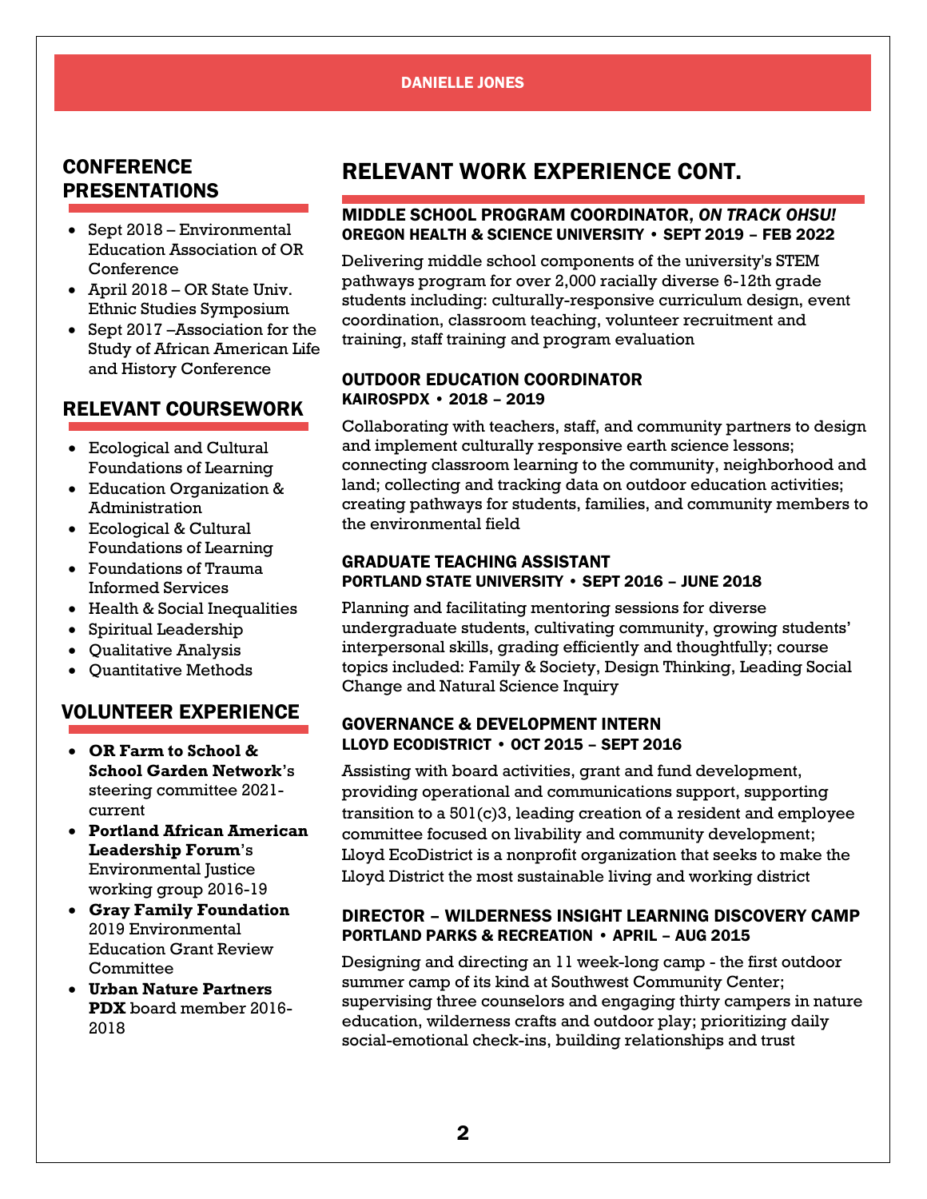# DANIELLE JONES

## CONFERENCE PRESENTATIONS

- Sept 2018 – Environmental Education Association of OR Conference
- April 2018 – OR State Univ. Ethnic Studies Symposium
- Sept 2017 –Association for the Study of African American Life and History Conference

## RELEVANT COURSEWORK

- Ecological and Cultural Foundations of Learning
- Education Organization & Administration
- Ecological & Cultural Foundations of Learning
- Foundations of Trauma Informed Services
- Health & Social Inequalities
- Spiritual Leadership
- Qualitative Analysis
- Quantitative Methods

## VOLUNTEER EXPERIENCE

- **OR Farm to School & School Garden Network**'s steering committee 2021-current
- **Portland African American Leadership Forum**'s Environmental Justice working group 2016-19
- **Gray Family Foundation** 2019 Environmental Education Grant Review Committee
- **Urban Nature Partners PDX** board member 2016-2018

## RELEVANT WORK EXPERIENCE CONT.

### MIDDLE SCHOOL PROGRAM COORDINATOR, *ON TRACK OHSU!*
**OREGON HEALTH & SCIENCE UNIVERSITY • SEPT 2019 – FEB 2022**

Delivering middle school components of the university's STEM pathways program for over 2,000 racially diverse 6-12th grade students including: culturally-responsive curriculum design, event coordination, classroom teaching, volunteer recruitment and training, staff training and program evaluation

### OUTDOOR EDUCATION COORDINATOR
**KAIROSPDX • 2018 – 2019**

Collaborating with teachers, staff, and community partners to design and implement culturally responsive earth science lessons; connecting classroom learning to the community, neighborhood and land; collecting and tracking data on outdoor education activities; creating pathways for students, families, and community members to the environmental field

### GRADUATE TEACHING ASSISTANT
**PORTLAND STATE UNIVERSITY • SEPT 2016 – JUNE 2018**

Planning and facilitating mentoring sessions for diverse undergraduate students, cultivating community, growing students' interpersonal skills, grading efficiently and thoughtfully; course topics included: Family & Society, Design Thinking, Leading Social Change and Natural Science Inquiry

### GOVERNANCE & DEVELOPMENT INTERN
**LLOYD ECODISTRICT • OCT 2015 – SEPT 2016**

Assisting with board activities, grant and fund development, providing operational and communications support, supporting transition to a 501(c)3, leading creation of a resident and employee committee focused on livability and community development; Lloyd EcoDistrict is a nonprofit organization that seeks to make the Lloyd District the most sustainable living and working district

### DIRECTOR – WILDERNESS INSIGHT LEARNING DISCOVERY CAMP
**PORTLAND PARKS & RECREATION • APRIL – AUG 2015**

Designing and directing an 11 week-long camp - the first outdoor summer camp of its kind at Southwest Community Center; supervising three counselors and engaging thirty campers in nature education, wilderness crafts and outdoor play; prioritizing daily social-emotional check-ins, building relationships and trust